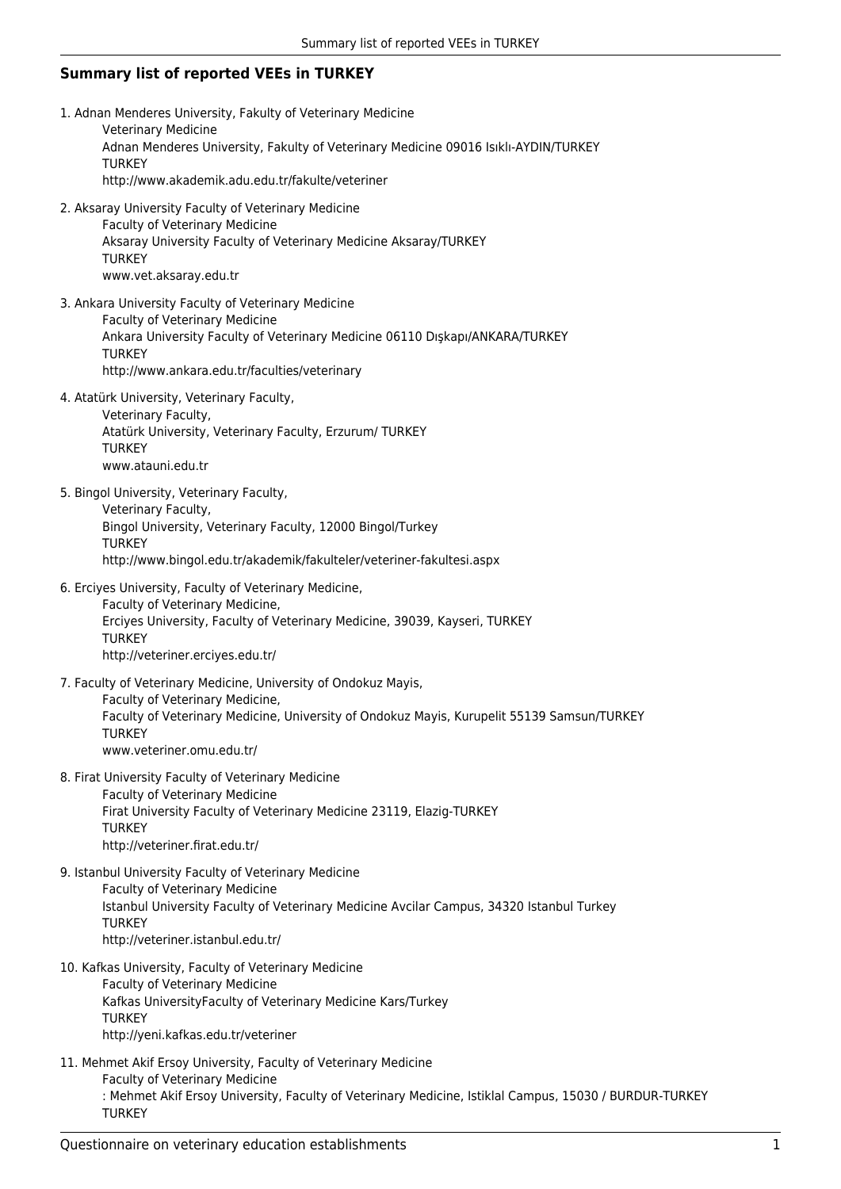## Summary list of reported VEEs in TURKEY

1. Adnan Menderes University, Fakulty of Veterinary Medicine
   Veterinary Medicine
   Adnan Menderes University, Fakulty of Veterinary Medicine 09016 Isıklı-AYDIN/TURKEY
   TURKEY
   http://www.akademik.adu.edu.tr/fakulte/veteriner

2. Aksaray University Faculty of Veterinary Medicine
   Faculty of Veterinary Medicine
   Aksaray University Faculty of Veterinary Medicine Aksaray/TURKEY
   TURKEY
   www.vet.aksaray.edu.tr

3. Ankara University Faculty of Veterinary Medicine
   Faculty of Veterinary Medicine
   Ankara University Faculty of Veterinary Medicine 06110 Dışkapı/ANKARA/TURKEY
   TURKEY
   http://www.ankara.edu.tr/faculties/veterinary

4. Atatürk University, Veterinary Faculty,
   Veterinary Faculty,
   Atatürk University, Veterinary Faculty, Erzurum/ TURKEY
   TURKEY
   www.atauni.edu.tr

5. Bingol University, Veterinary Faculty,
   Veterinary Faculty,
   Bingol University, Veterinary Faculty, 12000 Bingol/Turkey
   TURKEY
   http://www.bingol.edu.tr/akademik/fakulteler/veteriner-fakultesi.aspx

6. Erciyes University, Faculty of Veterinary Medicine,
   Faculty of Veterinary Medicine,
   Erciyes University, Faculty of Veterinary Medicine, 39039, Kayseri, TURKEY
   TURKEY
   http://veteriner.erciyes.edu.tr/

7. Faculty of Veterinary Medicine, University of Ondokuz Mayis,
   Faculty of Veterinary Medicine,
   Faculty of Veterinary Medicine, University of Ondokuz Mayis, Kurupelit 55139 Samsun/TURKEY
   TURKEY
   www.veteriner.omu.edu.tr/

8. Firat University Faculty of Veterinary Medicine
   Faculty of Veterinary Medicine
   Firat University Faculty of Veterinary Medicine 23119, Elazig-TURKEY
   TURKEY
   http://veteriner.firat.edu.tr/

9. Istanbul University Faculty of Veterinary Medicine
   Faculty of Veterinary Medicine
   Istanbul University Faculty of Veterinary Medicine Avcilar Campus, 34320 Istanbul Turkey
   TURKEY
   http://veteriner.istanbul.edu.tr/

10. Kafkas University, Faculty of Veterinary Medicine
    Faculty of Veterinary Medicine
    Kafkas UniversityFaculty of Veterinary Medicine Kars/Turkey
    TURKEY
    http://yeni.kafkas.edu.tr/veteriner

11. Mehmet Akif Ersoy University, Faculty of Veterinary Medicine
    Faculty of Veterinary Medicine
    : Mehmet Akif Ersoy University, Faculty of Veterinary Medicine, Istiklal Campus, 15030 / BURDUR-TURKEY
    TURKEY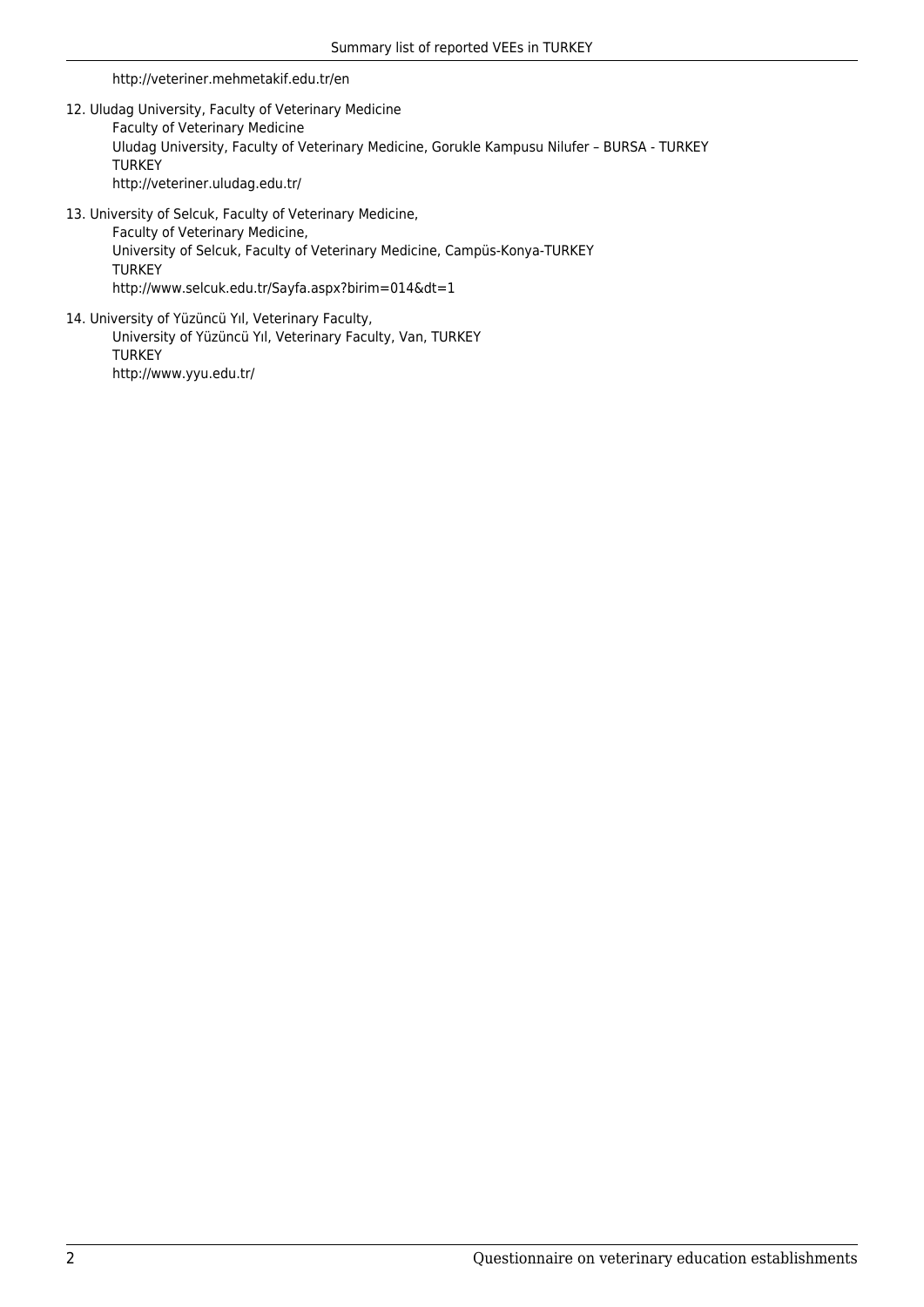http://veteriner.mehmetakif.edu.tr/en

12. Uludag University, Faculty of Veterinary Medicine
    Faculty of Veterinary Medicine
    Uludag University, Faculty of Veterinary Medicine, Gorukle Kampusu Nilufer – BURSA - TURKEY
    TURKEY
    http://veteriner.uludag.edu.tr/

13. University of Selcuk, Faculty of Veterinary Medicine,
    Faculty of Veterinary Medicine,
    University of Selcuk, Faculty of Veterinary Medicine, Campüs-Konya-TURKEY
    TURKEY
    http://www.selcuk.edu.tr/Sayfa.aspx?birim=014&dt=1

14. University of Yüzüncü Yıl, Veterinary Faculty,
    University of Yüzüncü Yıl, Veterinary Faculty, Van, TURKEY
    TURKEY
    http://www.yyu.edu.tr/